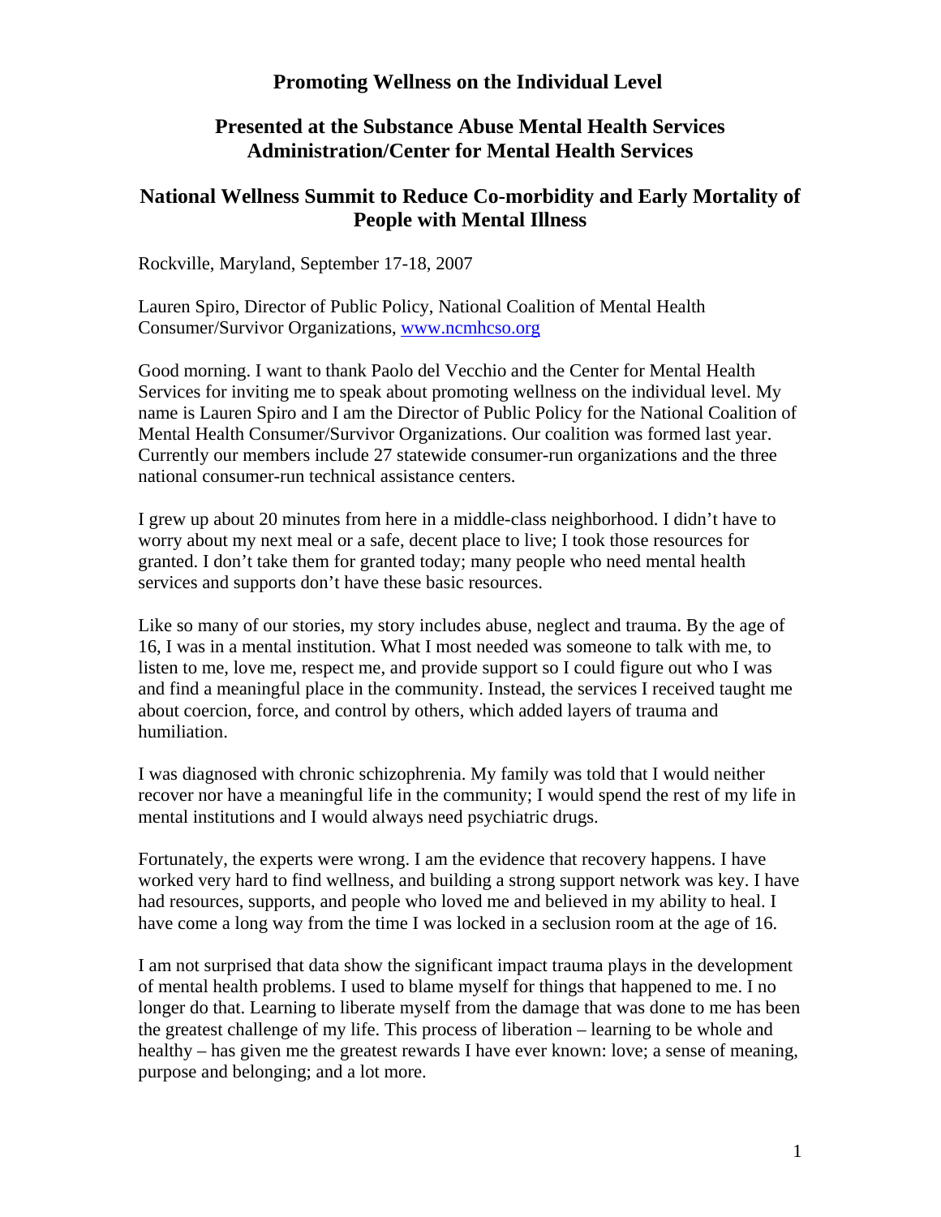# Promoting Wellness on the Individual Level

## Presented at the Substance Abuse Mental Health Services Administration/Center for Mental Health Services

## National Wellness Summit to Reduce Co-morbidity and Early Mortality of People with Mental Illness

Rockville, Maryland, September 17-18, 2007

Lauren Spiro, Director of Public Policy, National Coalition of Mental Health Consumer/Survivor Organizations, www.ncmhcso.org

Good morning. I want to thank Paolo del Vecchio and the Center for Mental Health Services for inviting me to speak about promoting wellness on the individual level. My name is Lauren Spiro and I am the Director of Public Policy for the National Coalition of Mental Health Consumer/Survivor Organizations. Our coalition was formed last year. Currently our members include 27 statewide consumer-run organizations and the three national consumer-run technical assistance centers.

I grew up about 20 minutes from here in a middle-class neighborhood. I didn't have to worry about my next meal or a safe, decent place to live; I took those resources for granted. I don't take them for granted today; many people who need mental health services and supports don't have these basic resources.

Like so many of our stories, my story includes abuse, neglect and trauma. By the age of 16, I was in a mental institution. What I most needed was someone to talk with me, to listen to me, love me, respect me, and provide support so I could figure out who I was and find a meaningful place in the community. Instead, the services I received taught me about coercion, force, and control by others, which added layers of trauma and humiliation.

I was diagnosed with chronic schizophrenia. My family was told that I would neither recover nor have a meaningful life in the community; I would spend the rest of my life in mental institutions and I would always need psychiatric drugs.

Fortunately, the experts were wrong. I am the evidence that recovery happens. I have worked very hard to find wellness, and building a strong support network was key. I have had resources, supports, and people who loved me and believed in my ability to heal. I have come a long way from the time I was locked in a seclusion room at the age of 16.

I am not surprised that data show the significant impact trauma plays in the development of mental health problems. I used to blame myself for things that happened to me. I no longer do that. Learning to liberate myself from the damage that was done to me has been the greatest challenge of my life. This process of liberation – learning to be whole and healthy – has given me the greatest rewards I have ever known: love; a sense of meaning, purpose and belonging; and a lot more.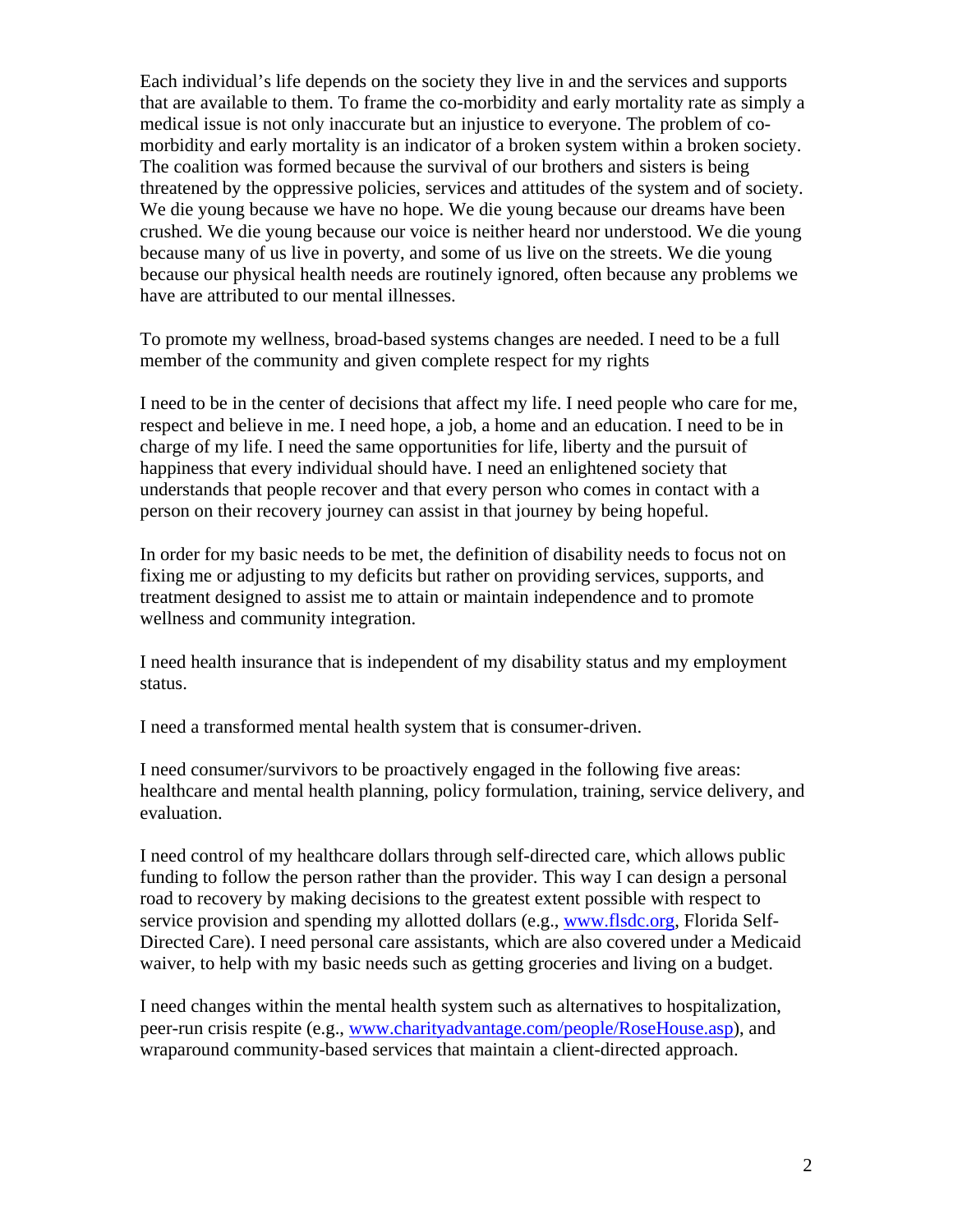Each individual's life depends on the society they live in and the services and supports that are available to them. To frame the co-morbidity and early mortality rate as simply a medical issue is not only inaccurate but an injustice to everyone. The problem of co-morbidity and early mortality is an indicator of a broken system within a broken society. The coalition was formed because the survival of our brothers and sisters is being threatened by the oppressive policies, services and attitudes of the system and of society. We die young because we have no hope. We die young because our dreams have been crushed. We die young because our voice is neither heard nor understood. We die young because many of us live in poverty, and some of us live on the streets. We die young because our physical health needs are routinely ignored, often because any problems we have are attributed to our mental illnesses.

To promote my wellness, broad-based systems changes are needed. I need to be a full member of the community and given complete respect for my rights

I need to be in the center of decisions that affect my life. I need people who care for me, respect and believe in me. I need hope, a job, a home and an education. I need to be in charge of my life. I need the same opportunities for life, liberty and the pursuit of happiness that every individual should have. I need an enlightened society that understands that people recover and that every person who comes in contact with a person on their recovery journey can assist in that journey by being hopeful.

In order for my basic needs to be met, the definition of disability needs to focus not on fixing me or adjusting to my deficits but rather on providing services, supports, and treatment designed to assist me to attain or maintain independence and to promote wellness and community integration.

I need health insurance that is independent of my disability status and my employment status.

I need a transformed mental health system that is consumer-driven.

I need consumer/survivors to be proactively engaged in the following five areas: healthcare and mental health planning, policy formulation, training, service delivery, and evaluation.

I need control of my healthcare dollars through self-directed care, which allows public funding to follow the person rather than the provider. This way I can design a personal road to recovery by making decisions to the greatest extent possible with respect to service provision and spending my allotted dollars (e.g., [www.flsdc.org](http://www.flsdc.org), Florida Self-Directed Care). I need personal care assistants, which are also covered under a Medicaid waiver, to help with my basic needs such as getting groceries and living on a budget.

I need changes within the mental health system such as alternatives to hospitalization, peer-run crisis respite (e.g., [www.charityadvantage.com/people/RoseHouse.asp](http://www.charityadvantage.com/people/RoseHouse.asp)), and wraparound community-based services that maintain a client-directed approach.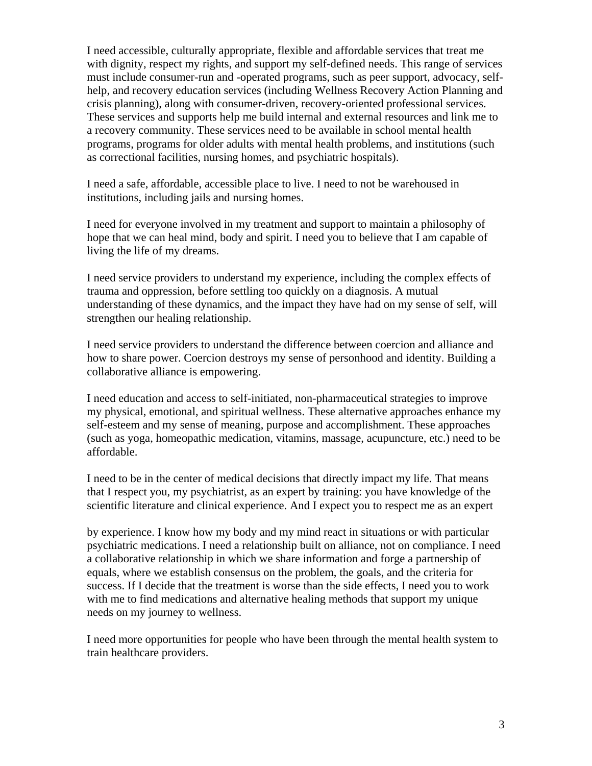I need accessible, culturally appropriate, flexible and affordable services that treat me with dignity, respect my rights, and support my self-defined needs. This range of services must include consumer-run and -operated programs, such as peer support, advocacy, self-help, and recovery education services (including Wellness Recovery Action Planning and crisis planning), along with consumer-driven, recovery-oriented professional services. These services and supports help me build internal and external resources and link me to a recovery community. These services need to be available in school mental health programs, programs for older adults with mental health problems, and institutions (such as correctional facilities, nursing homes, and psychiatric hospitals).

I need a safe, affordable, accessible place to live. I need to not be warehoused in institutions, including jails and nursing homes.

I need for everyone involved in my treatment and support to maintain a philosophy of hope that we can heal mind, body and spirit. I need you to believe that I am capable of living the life of my dreams.

I need service providers to understand my experience, including the complex effects of trauma and oppression, before settling too quickly on a diagnosis. A mutual understanding of these dynamics, and the impact they have had on my sense of self, will strengthen our healing relationship.

I need service providers to understand the difference between coercion and alliance and how to share power. Coercion destroys my sense of personhood and identity. Building a collaborative alliance is empowering.

I need education and access to self-initiated, non-pharmaceutical strategies to improve my physical, emotional, and spiritual wellness. These alternative approaches enhance my self-esteem and my sense of meaning, purpose and accomplishment. These approaches (such as yoga, homeopathic medication, vitamins, massage, acupuncture, etc.) need to be affordable.

I need to be in the center of medical decisions that directly impact my life. That means that I respect you, my psychiatrist, as an expert by training: you have knowledge of the scientific literature and clinical experience. And I expect you to respect me as an expert by experience. I know how my body and my mind react in situations or with particular psychiatric medications. I need a relationship built on alliance, not on compliance. I need a collaborative relationship in which we share information and forge a partnership of equals, where we establish consensus on the problem, the goals, and the criteria for success. If I decide that the treatment is worse than the side effects, I need you to work with me to find medications and alternative healing methods that support my unique needs on my journey to wellness.

I need more opportunities for people who have been through the mental health system to train healthcare providers.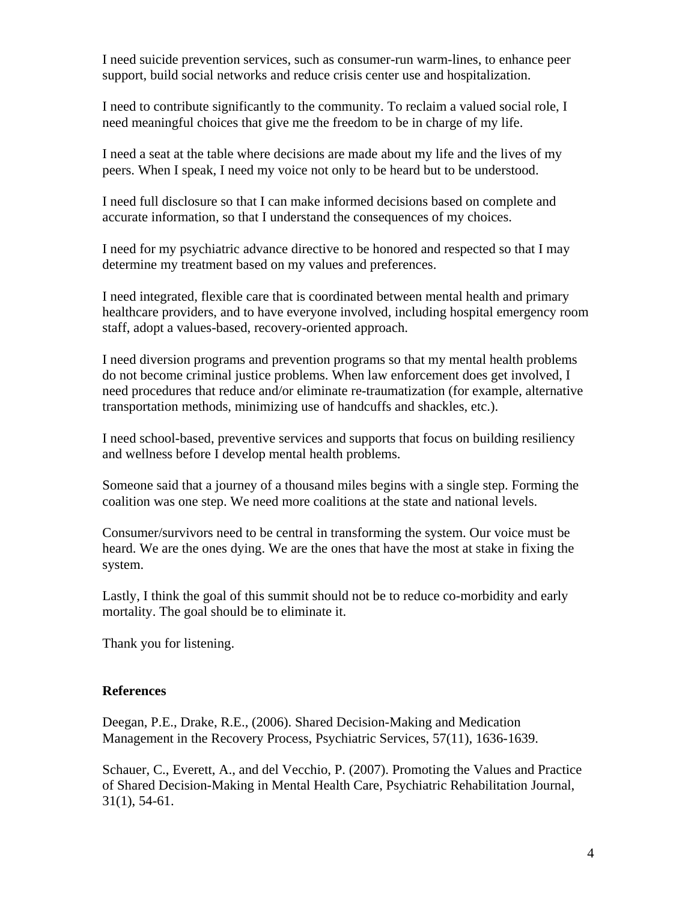I need suicide prevention services, such as consumer-run warm-lines, to enhance peer support, build social networks and reduce crisis center use and hospitalization.

I need to contribute significantly to the community. To reclaim a valued social role, I need meaningful choices that give me the freedom to be in charge of my life.

I need a seat at the table where decisions are made about my life and the lives of my peers. When I speak, I need my voice not only to be heard but to be understood.

I need full disclosure so that I can make informed decisions based on complete and accurate information, so that I understand the consequences of my choices.

I need for my psychiatric advance directive to be honored and respected so that I may determine my treatment based on my values and preferences.

I need integrated, flexible care that is coordinated between mental health and primary healthcare providers, and to have everyone involved, including hospital emergency room staff, adopt a values-based, recovery-oriented approach.

I need diversion programs and prevention programs so that my mental health problems do not become criminal justice problems. When law enforcement does get involved, I need procedures that reduce and/or eliminate re-traumatization (for example, alternative transportation methods, minimizing use of handcuffs and shackles, etc.).

I need school-based, preventive services and supports that focus on building resiliency and wellness before I develop mental health problems.

Someone said that a journey of a thousand miles begins with a single step. Forming the coalition was one step. We need more coalitions at the state and national levels.

Consumer/survivors need to be central in transforming the system. Our voice must be heard. We are the ones dying. We are the ones that have the most at stake in fixing the system.

Lastly, I think the goal of this summit should not be to reduce co-morbidity and early mortality. The goal should be to eliminate it.

Thank you for listening.

**References**

Deegan, P.E., Drake, R.E., (2006). Shared Decision-Making and Medication Management in the Recovery Process, Psychiatric Services, 57(11), 1636-1639.

Schauer, C., Everett, A., and del Vecchio, P. (2007). Promoting the Values and Practice of Shared Decision-Making in Mental Health Care, Psychiatric Rehabilitation Journal, 31(1), 54-61.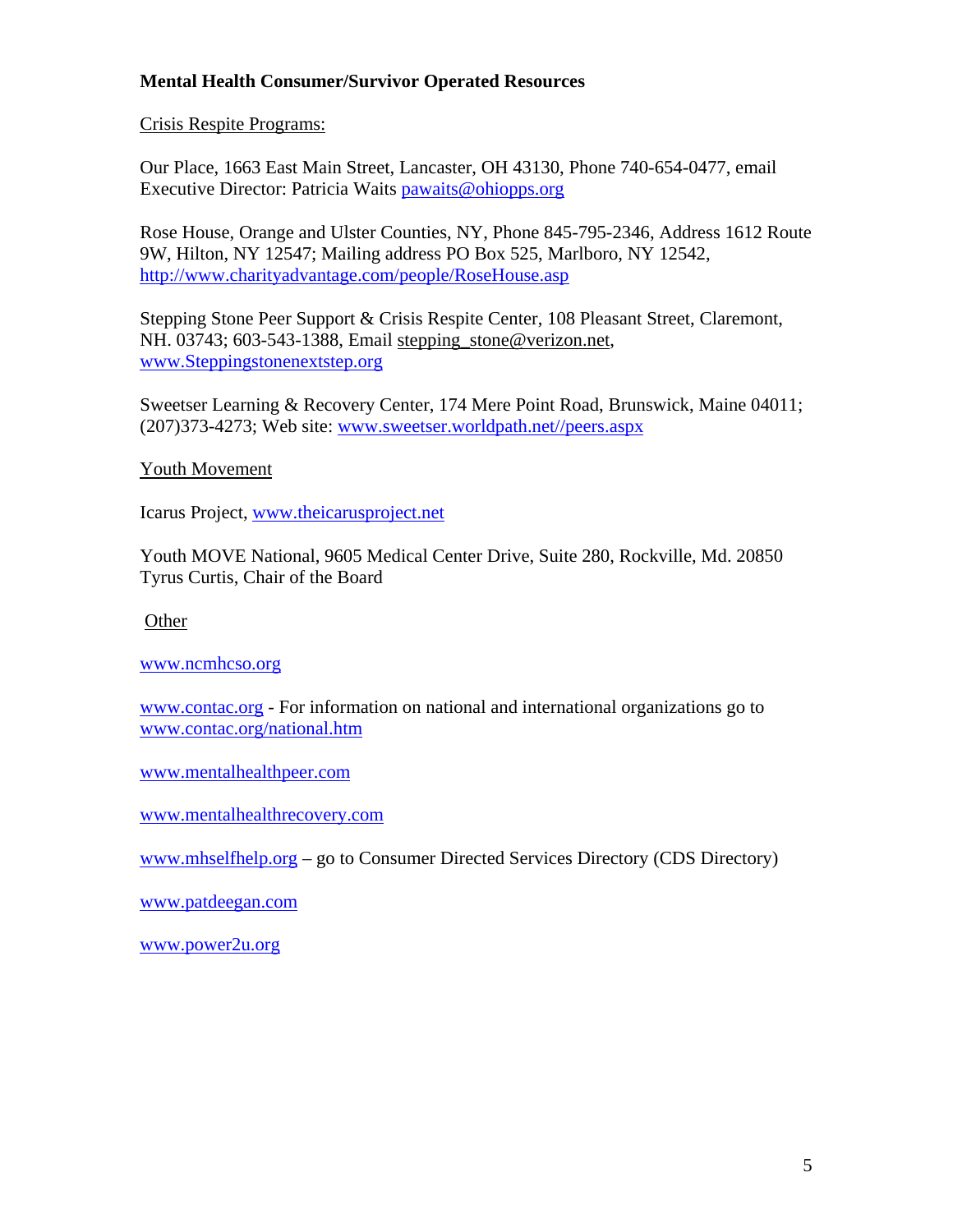**Mental Health Consumer/Survivor Operated Resources**

Crisis Respite Programs:

Our Place, 1663 East Main Street, Lancaster, OH 43130, Phone 740-654-0477, email Executive Director: Patricia Waits pawaits@ohiopps.org

Rose House, Orange and Ulster Counties, NY, Phone 845-795-2346, Address 1612 Route 9W, Hilton, NY 12547; Mailing address PO Box 525, Marlboro, NY 12542, http://www.charityadvantage.com/people/RoseHouse.asp

Stepping Stone Peer Support & Crisis Respite Center, 108 Pleasant Street, Claremont, NH. 03743; 603-543-1388, Email stepping_stone@verizon.net, www.Steppingstonenextstep.org

Sweetser Learning & Recovery Center, 174 Mere Point Road, Brunswick, Maine 04011; (207)373-4273; Web site: www.sweetser.worldpath.net//peers.aspx

Youth Movement

Icarus Project, www.theicarusproject.net

Youth MOVE National, 9605 Medical Center Drive, Suite 280, Rockville, Md. 20850
Tyrus Curtis, Chair of the Board

Other

www.ncmhcso.org

www.contac.org - For information on national and international organizations go to www.contac.org/national.htm

www.mentalhealthpeer.com

www.mentalhealthrecovery.com

www.mhselfhelp.org – go to Consumer Directed Services Directory (CDS Directory)

www.patdeegan.com

www.power2u.org